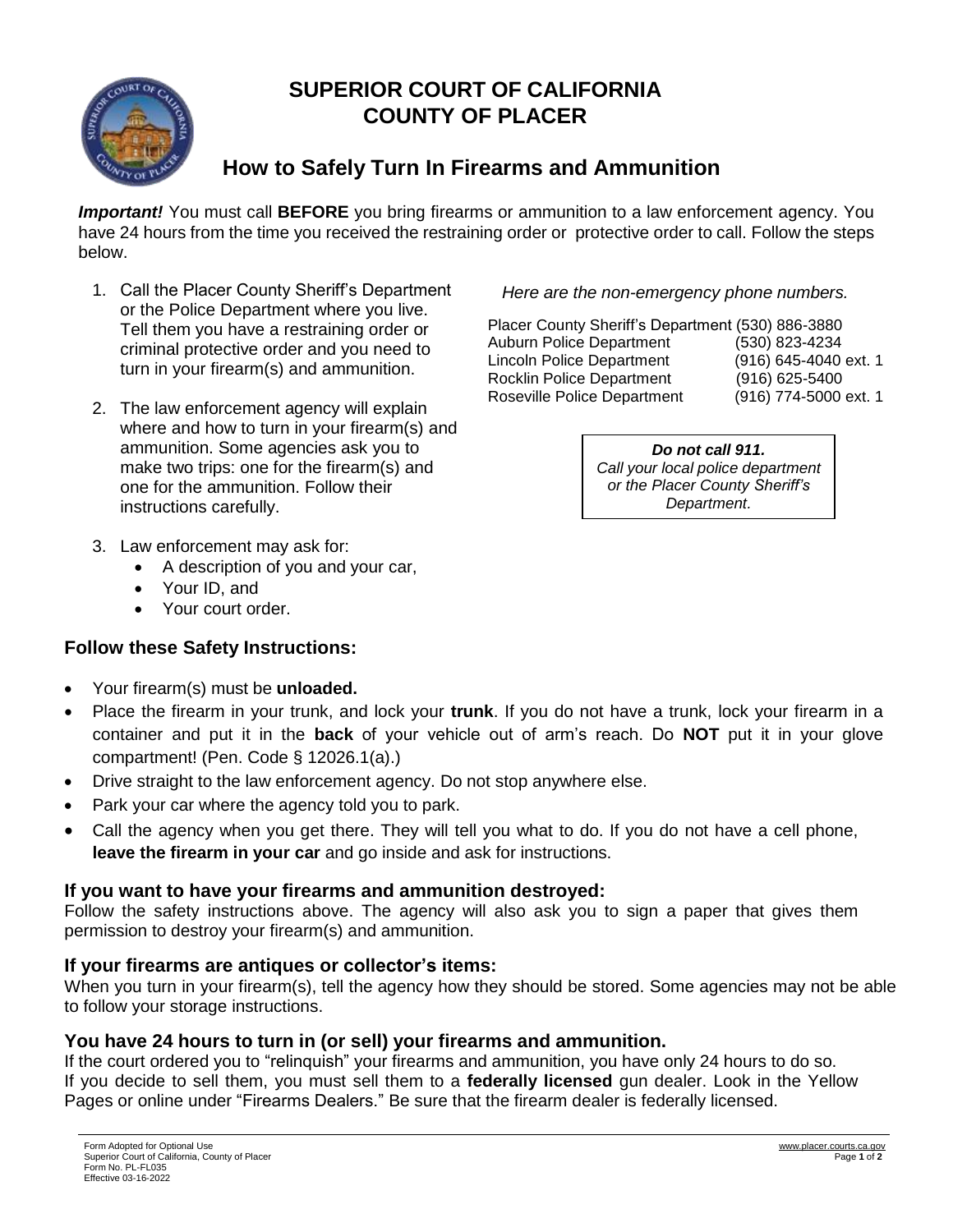# SUPERIOR COURT OF CALIFORNIA COUNTY OF PLACER

## How to Safely Turn In Firearms and Ammunition

***Important!*** You must call **BEFORE** you bring firearms or ammunition to a law enforcement agency. You have 24 hours from the time you received the restraining order or protective order to call. Follow the steps below.

1. Call the Placer County Sheriff's Department or the Police Department where you live. Tell them you have a restraining order or criminal protective order and you need to turn in your firearm(s) and ammunition.
2. The law enforcement agency will explain where and how to turn in your firearm(s) and ammunition. Some agencies ask you to make two trips: one for the firearm(s) and one for the ammunition. Follow their instructions carefully.
3. Law enforcement may ask for:
   - A description of you and your car,
   - Your ID, and
   - Your court order.

*Here are the non-emergency phone numbers.*

| | |
|---|---|
| Placer County Sheriff's Department | (530) 886-3880 |
| Auburn Police Department | (530) 823-4234 |
| Lincoln Police Department | (916) 645-4040 ext. 1 |
| Rocklin Police Department | (916) 625-5400 |
| Roseville Police Department | (916) 774-5000 ext. 1 |

***Do not call 911.***
*Call your local police department or the Placer County Sheriff's Department.*

### Follow these Safety Instructions:

- Your firearm(s) must be **unloaded.**
- Place the firearm in your trunk, and lock your **trunk**. If you do not have a trunk, lock your firearm in a container and put it in the **back** of your vehicle out of arm's reach. Do **NOT** put it in your glove compartment! (Pen. Code § 12026.1(a).)
- Drive straight to the law enforcement agency. Do not stop anywhere else.
- Park your car where the agency told you to park.
- Call the agency when you get there. They will tell you what to do. If you do not have a cell phone, **leave the firearm in your car** and go inside and ask for instructions.

### If you want to have your firearms and ammunition destroyed:

Follow the safety instructions above. The agency will also ask you to sign a paper that gives them permission to destroy your firearm(s) and ammunition.

### If your firearms are antiques or collector's items:

When you turn in your firearm(s), tell the agency how they should be stored. Some agencies may not be able to follow your storage instructions.

### You have 24 hours to turn in (or sell) your firearms and ammunition.

If the court ordered you to "relinquish" your firearms and ammunition, you have only 24 hours to do so.
If you decide to sell them, you must sell them to a **federally licensed** gun dealer. Look in the Yellow Pages or online under "Firearms Dealers." Be sure that the firearm dealer is federally licensed.

Form Adopted for Optional Use
Superior Court of California, County of Placer
Form No. PL-FL035
Effective 03-16-2022

www.placer.courts.ca.gov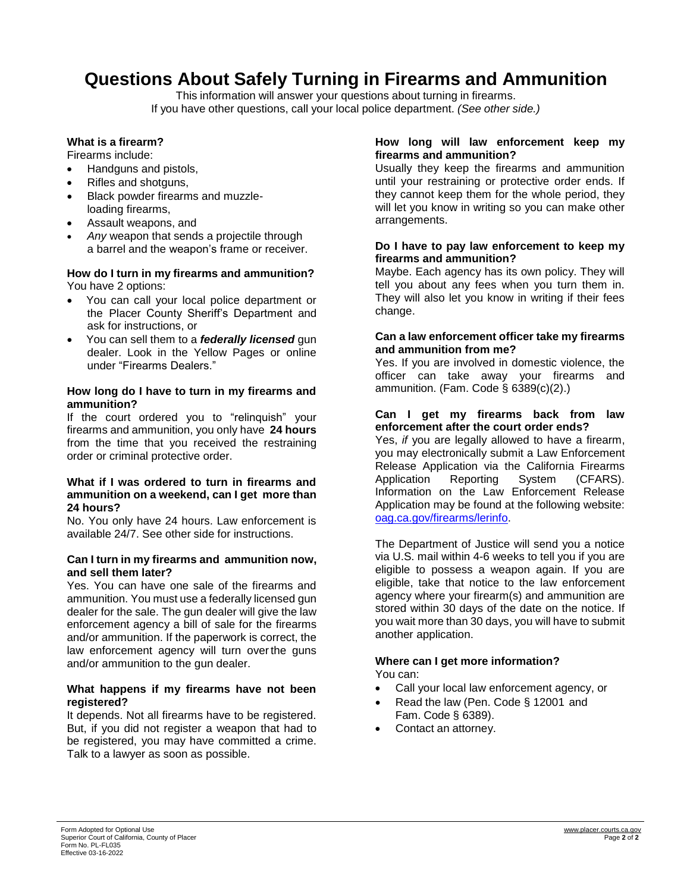# Questions About Safely Turning in Firearms and Ammunition

This information will answer your questions about turning in firearms.
If you have other questions, call your local police department. *(See other side.)*

**What is a firearm?**

Firearms include:

- Handguns and pistols,
- Rifles and shotguns,
- Black powder firearms and muzzle-loading firearms,
- Assault weapons, and
- *Any* weapon that sends a projectile through a barrel and the weapon's frame or receiver.

**How do I turn in my firearms and ammunition?**

You have 2 options:

- You can call your local police department or the Placer County Sheriff's Department and ask for instructions, or
- You can sell them to a ***federally licensed*** gun dealer. Look in the Yellow Pages or online under "Firearms Dealers."

**How long do I have to turn in my firearms and ammunition?**

If the court ordered you to "relinquish" your firearms and ammunition, you only have **24 hours** from the time that you received the restraining order or criminal protective order.

**What if I was ordered to turn in firearms and ammunition on a weekend, can I get more than 24 hours?**

No. You only have 24 hours. Law enforcement is available 24/7. See other side for instructions.

**Can I turn in my firearms and ammunition now, and sell them later?**

Yes. You can have one sale of the firearms and ammunition. You must use a federally licensed gun dealer for the sale. The gun dealer will give the law enforcement agency a bill of sale for the firearms and/or ammunition. If the paperwork is correct, the law enforcement agency will turn over the guns and/or ammunition to the gun dealer.

**What happens if my firearms have not been registered?**

It depends. Not all firearms have to be registered. But, if you did not register a weapon that had to be registered, you may have committed a crime. Talk to a lawyer as soon as possible.

**How long will law enforcement keep my firearms and ammunition?**

Usually they keep the firearms and ammunition until your restraining or protective order ends. If they cannot keep them for the whole period, they will let you know in writing so you can make other arrangements.

**Do I have to pay law enforcement to keep my firearms and ammunition?**

Maybe. Each agency has its own policy. They will tell you about any fees when you turn them in. They will also let you know in writing if their fees change.

**Can a law enforcement officer take my firearms and ammunition from me?**

Yes. If you are involved in domestic violence, the officer can take away your firearms and ammunition. (Fam. Code § 6389(c)(2).)

**Can I get my firearms back from law enforcement after the court order ends?**

Yes, *if* you are legally allowed to have a firearm, you may electronically submit a Law Enforcement Release Application via the California Firearms Application Reporting System (CFARS). Information on the Law Enforcement Release Application may be found at the following website: oag.ca.gov/firearms/lerinfo.

The Department of Justice will send you a notice via U.S. mail within 4-6 weeks to tell you if you are eligible to possess a weapon again. If you are eligible, take that notice to the law enforcement agency where your firearm(s) and ammunition are stored within 30 days of the date on the notice. If you wait more than 30 days, you will have to submit another application.

**Where can I get more information?**

You can:

- Call your local law enforcement agency, or
- Read the law (Pen. Code § 12001 and Fam. Code § 6389).
- Contact an attorney.

Form Adopted for Optional Use
Superior Court of California, County of Placer
Form No. PL-FL035
Effective 03-16-2022

www.placer.courts.ca.gov